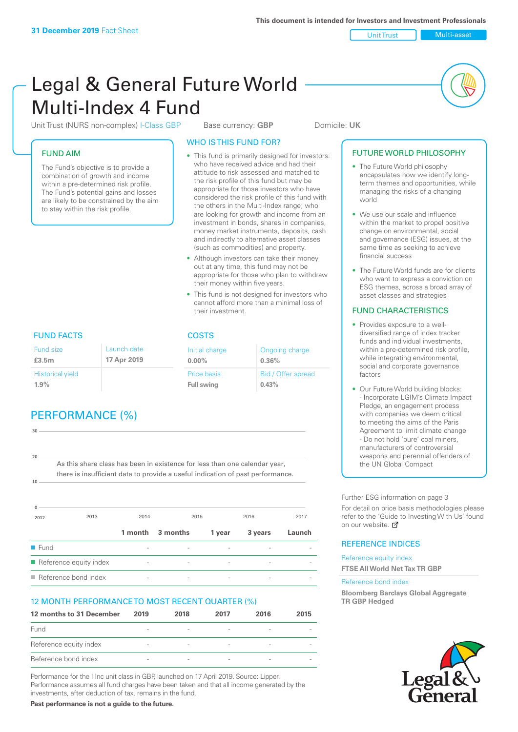**31 December 2019** Fact Sheet

This document is intended for Investors and Investment Professionals

Unit Trust | Multi-asset

# Legal & General Future World Multi-Index 4 Fund

Unit Trust (NURS non-complex) I-Class GBP    Base currency: **GBP**    Domicile: **UK**

## FUND AIM

The Fund's objective is to provide a combination of growth and income within a pre-determined risk profile. The Fund's potential gains and losses are likely to be constrained by the aim to stay within the risk profile.

## WHO IS THIS FUND FOR?

- This fund is primarily designed for investors: who have received advice and had their attitude to risk assessed and matched to the risk profile of this fund but may be appropriate for those investors who have considered the risk profile of this fund with the others in the Multi-Index range; who are looking for growth and income from an investment in bonds, shares in companies, money market instruments, deposits, cash and indirectly to alternative asset classes (such as commodities) and property.
- Although investors can take their money out at any time, this fund may not be appropriate for those who plan to withdraw their money within five years.
- This fund is not designed for investors who cannot afford more than a minimal loss of their investment.

## FUND FACTS

| Fund size | Launch date |
|---|---|
| **£3.5m** | **17 Apr 2019** |
| Historical yield | |
| **1.9%** | |

## COSTS

| Initial charge | Ongoing charge |
|---|---|
| **0.00%** | **0.36%** |
| Price basis | Bid / Offer spread |
| **Full swing** | **0.43%** |

## PERFORMANCE (%)

As this share class has been in existence for less than one calendar year, there is insufficient data to provide a useful indication of past performance.

| | 1 month | 3 months | 1 year | 3 years | Launch |
|---|---|---|---|---|---|
| Fund | - | - | - | - | - |
| Reference equity index | - | - | - | - | - |
| Reference bond index | - | - | - | - | - |

## 12 MONTH PERFORMANCE TO MOST RECENT QUARTER (%)

| 12 months to 31 December | 2019 | 2018 | 2017 | 2016 | 2015 |
|---|---|---|---|---|---|
| Fund | - | - | - | - | - |
| Reference equity index | - | - | - | - | - |
| Reference bond index | - | - | - | - | - |

Performance for the I Inc unit class in GBP, launched on 17 April 2019. Source: Lipper. Performance assumes all fund charges have been taken and that all income generated by the investments, after deduction of tax, remains in the fund.

**Past performance is not a guide to the future.**

## FUTURE WORLD PHILOSOPHY

- The Future World philosophy encapsulates how we identify long-term themes and opportunities, while managing the risks of a changing world
- We use our scale and influence within the market to propel positive change on environmental, social and governance (ESG) issues, at the same time as seeking to achieve financial success
- The Future World funds are for clients who want to express a conviction on ESG themes, across a broad array of asset classes and strategies

## FUND CHARACTERISTICS

- Provides exposure to a well-diversified range of index tracker funds and individual investments, within a pre-determined risk profile, while integrating environmental, social and corporate governance factors
- Our Future World building blocks:
  - Incorporate LGIM's Climate Impact Pledge, an engagement process with companies we deem critical to meeting the aims of the Paris Agreement to limit climate change
  - Do not hold 'pure' coal miners, manufacturers of controversial weapons and perennial offenders of the UN Global Compact

Further ESG information on page 3

For detail on price basis methodologies please refer to the 'Guide to Investing With Us' found on our website.

## REFERENCE INDICES

Reference equity index

**FTSE All World Net Tax TR GBP**

Reference bond index

**Bloomberg Barclays Global Aggregate TR GBP Hedged**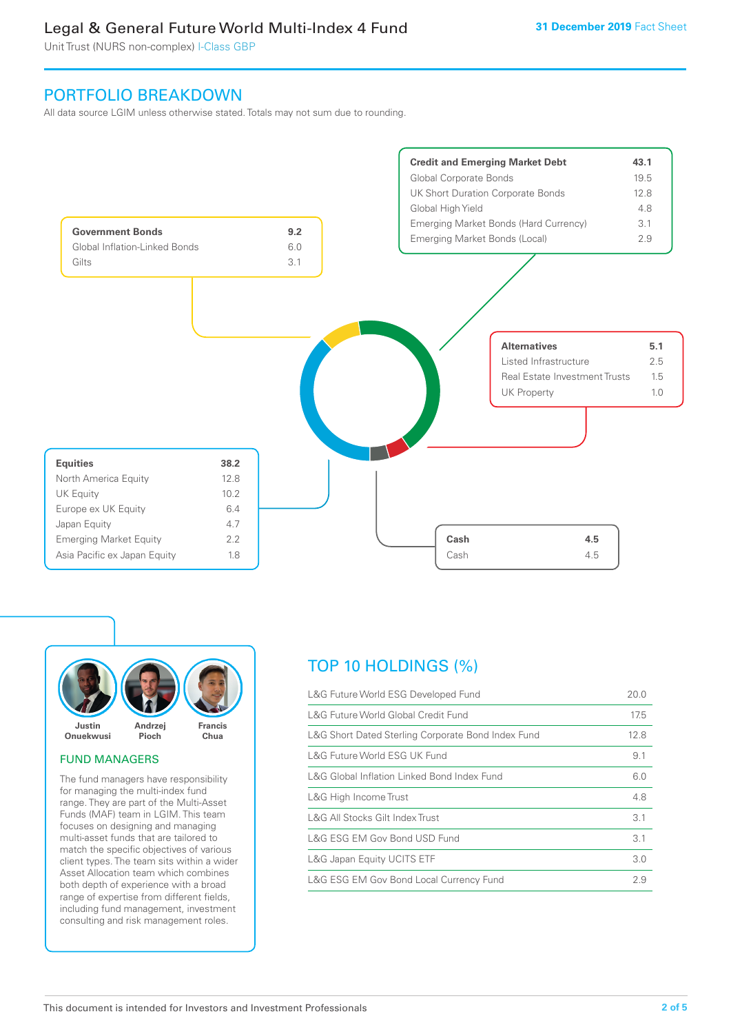Legal & General Future World Multi-Index 4 Fund

Unit Trust (NURS non-complex) I-Class GBP

31 December 2019 Fact Sheet

## PORTFOLIO BREAKDOWN

All data source LGIM unless otherwise stated. Totals may not sum due to rounding.

| Government Bonds | 9.2 |
|---|---|
| Global Inflation-Linked Bonds | 6.0 |
| Gilts | 3.1 |

| Credit and Emerging Market Debt | 43.1 |
|---|---|
| Global Corporate Bonds | 19.5 |
| UK Short Duration Corporate Bonds | 12.8 |
| Global High Yield | 4.8 |
| Emerging Market Bonds (Hard Currency) | 3.1 |
| Emerging Market Bonds (Local) | 2.9 |

| Alternatives | 5.1 |
|---|---|
| Listed Infrastructure | 2.5 |
| Real Estate Investment Trusts | 1.5 |
| UK Property | 1.0 |

| Equities | 38.2 |
|---|---|
| North America Equity | 12.8 |
| UK Equity | 10.2 |
| Europe ex UK Equity | 6.4 |
| Japan Equity | 4.7 |
| Emerging Market Equity | 2.2 |
| Asia Pacific ex Japan Equity | 1.8 |

| Cash | 4.5 |
|---|---|
| Cash | 4.5 |

Justin Onuekwusi, Andrzej Pioch, Francis Chua

### FUND MANAGERS

The fund managers have responsibility for managing the multi-index fund range. They are part of the Multi-Asset Funds (MAF) team in LGIM. This team focuses on designing and managing multi-asset funds that are tailored to match the specific objectives of various client types. The team sits within a wider Asset Allocation team which combines both depth of experience with a broad range of expertise from different fields, including fund management, investment consulting and risk management roles.

## TOP 10 HOLDINGS (%)

| Holding | % |
|---|---|
| L&G Future World ESG Developed Fund | 20.0 |
| L&G Future World Global Credit Fund | 17.5 |
| L&G Short Dated Sterling Corporate Bond Index Fund | 12.8 |
| L&G Future World ESG UK Fund | 9.1 |
| L&G Global Inflation Linked Bond Index Fund | 6.0 |
| L&G High Income Trust | 4.8 |
| L&G All Stocks Gilt Index Trust | 3.1 |
| L&G ESG EM Gov Bond USD Fund | 3.1 |
| L&G Japan Equity UCITS ETF | 3.0 |
| L&G ESG EM Gov Bond Local Currency Fund | 2.9 |

This document is intended for Investors and Investment Professionals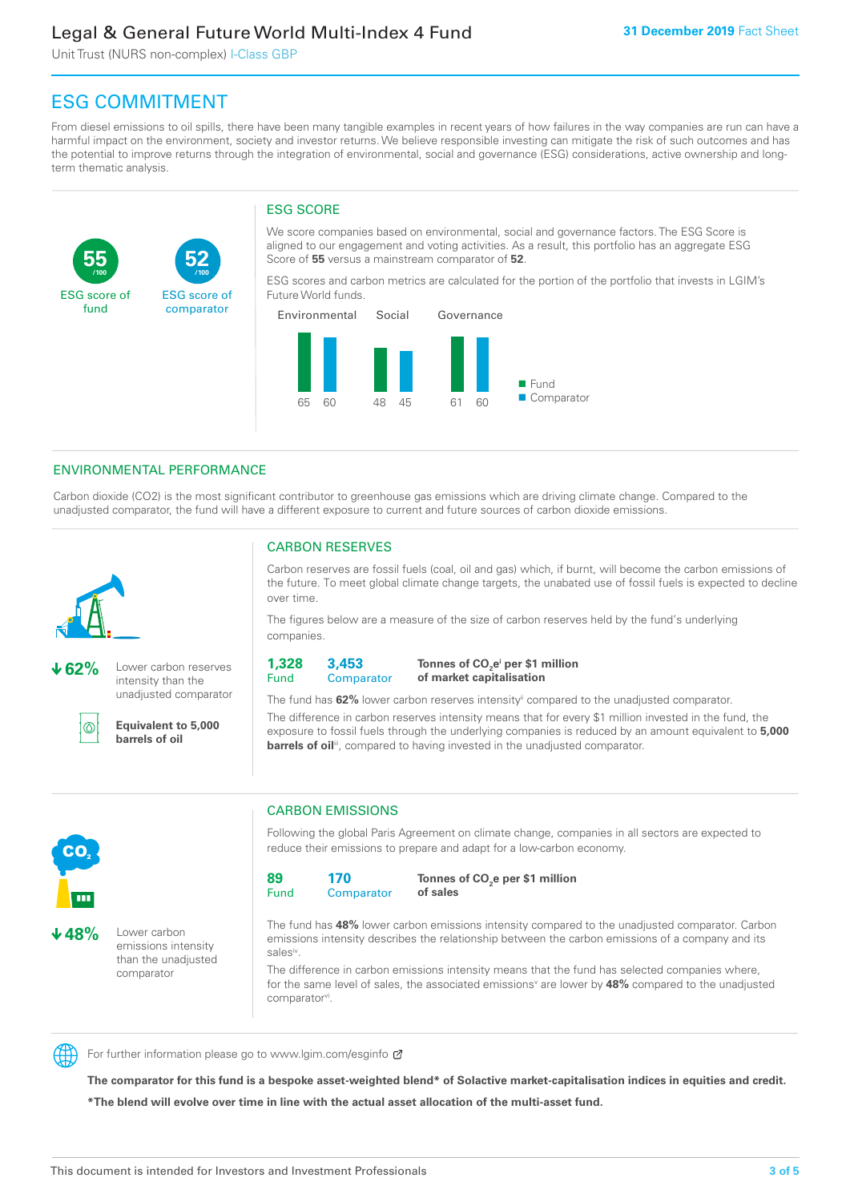# ESG COMMITMENT

From diesel emissions to oil spills, there have been many tangible examples in recent years of how failures in the way companies are run can have a harmful impact on the environment, society and investor returns. We believe responsible investing can mitigate the risk of such outcomes and has the potential to improve returns through the integration of environmental, social and governance (ESG) considerations, active ownership and long-term thematic analysis.

**55** /100 ESG score of fund

**52** /100 ESG score of comparator

## ESG SCORE

We score companies based on environmental, social and governance factors. The ESG Score is aligned to our engagement and voting activities. As a result, this portfolio has an aggregate ESG Score of **55** versus a mainstream comparator of **52**.

ESG scores and carbon metrics are calculated for the portion of the portfolio that invests in LGIM's Future World funds.

| | Environmental | Social | Governance |
|---|---|---|---|
| Fund | 65 | 48 | 61 |
| Comparator | 60 | 45 | 60 |

## ENVIRONMENTAL PERFORMANCE

Carbon dioxide (CO2) is the most significant contributor to greenhouse gas emissions which are driving climate change. Compared to the unadjusted comparator, the fund will have a different exposure to current and future sources of carbon dioxide emissions.

**↓62%** Lower carbon reserves intensity than the unadjusted comparator

**Equivalent to 5,000 barrels of oil**

### CARBON RESERVES

Carbon reserves are fossil fuels (coal, oil and gas) which, if burnt, will become the carbon emissions of the future. To meet global climate change targets, the unabated use of fossil fuels is expected to decline over time.

The figures below are a measure of the size of carbon reserves held by the fund's underlying companies.

**1,328** Fund | **3,453** Comparator | **Tonnes of $CO_2e$[i] per $1 million of market capitalisation**

The fund has **62%** lower carbon reserves intensity[ii] compared to the unadjusted comparator.

The difference in carbon reserves intensity means that for every $1 million invested in the fund, the exposure to fossil fuels through the underlying companies is reduced by an amount equivalent to **5,000 barrels of oil**[iii], compared to having invested in the unadjusted comparator.

**↓48%** Lower carbon emissions intensity than the unadjusted comparator

### CARBON EMISSIONS

Following the global Paris Agreement on climate change, companies in all sectors are expected to reduce their emissions to prepare and adapt for a low-carbon economy.

**89** Fund | **170** Comparator | **Tonnes of $CO_2e$ per $1 million of sales**

The fund has **48%** lower carbon emissions intensity compared to the unadjusted comparator. Carbon emissions intensity describes the relationship between the carbon emissions of a company and its sales[iv].

The difference in carbon emissions intensity means that the fund has selected companies where, for the same level of sales, the associated emissions[v] are lower by **48%** compared to the unadjusted comparator[vi].

For further information please go to www.lgim.com/esginfo

**The comparator for this fund is a bespoke asset-weighted blend* of Solactive market-capitalisation indices in equities and credit.**

***The blend will evolve over time in line with the actual asset allocation of the multi-asset fund.**

This document is intended for Investors and Investment Professionals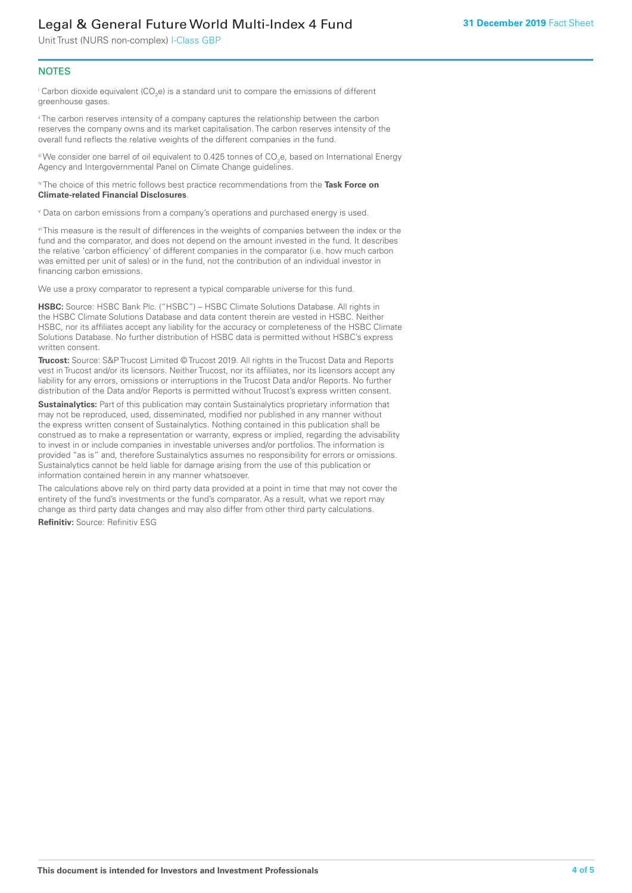## NOTES

[i] Carbon dioxide equivalent ($CO_2e$) is a standard unit to compare the emissions of different greenhouse gases.

[ii] The carbon reserves intensity of a company captures the relationship between the carbon reserves the company owns and its market capitalisation. The carbon reserves intensity of the overall fund reflects the relative weights of the different companies in the fund.

[iii] We consider one barrel of oil equivalent to 0.425 tonnes of $CO_2e$, based on International Energy Agency and Intergovernmental Panel on Climate Change guidelines.

[iv] The choice of this metric follows best practice recommendations from the **Task Force on Climate-related Financial Disclosures**.

[v] Data on carbon emissions from a company's operations and purchased energy is used.

[vi] This measure is the result of differences in the weights of companies between the index or the fund and the comparator, and does not depend on the amount invested in the fund. It describes the relative 'carbon efficiency' of different companies in the comparator (i.e. how much carbon was emitted per unit of sales) or in the fund, not the contribution of an individual investor in financing carbon emissions.

We use a proxy comparator to represent a typical comparable universe for this fund.

**HSBC:** Source: HSBC Bank Plc. ("HSBC") – HSBC Climate Solutions Database. All rights in the HSBC Climate Solutions Database and data content therein are vested in HSBC. Neither HSBC, nor its affiliates accept any liability for the accuracy or completeness of the HSBC Climate Solutions Database. No further distribution of HSBC data is permitted without HSBC's express written consent.

**Trucost:** Source: S&P Trucost Limited © Trucost 2019. All rights in the Trucost Data and Reports vest in Trucost and/or its licensors. Neither Trucost, nor its affiliates, nor its licensors accept any liability for any errors, omissions or interruptions in the Trucost Data and/or Reports. No further distribution of the Data and/or Reports is permitted without Trucost's express written consent.

**Sustainalytics:** Part of this publication may contain Sustainalytics proprietary information that may not be reproduced, used, disseminated, modified nor published in any manner without the express written consent of Sustainalytics. Nothing contained in this publication shall be construed as to make a representation or warranty, express or implied, regarding the advisability to invest in or include companies in investable universes and/or portfolios. The information is provided "as is" and, therefore Sustainalytics assumes no responsibility for errors or omissions. Sustainalytics cannot be held liable for damage arising from the use of this publication or information contained herein in any manner whatsoever.

The calculations above rely on third party data provided at a point in time that may not cover the entirety of the fund's investments or the fund's comparator. As a result, what we report may change as third party data changes and may also differ from other third party calculations.

**Refinitiv:** Source: Refinitiv ESG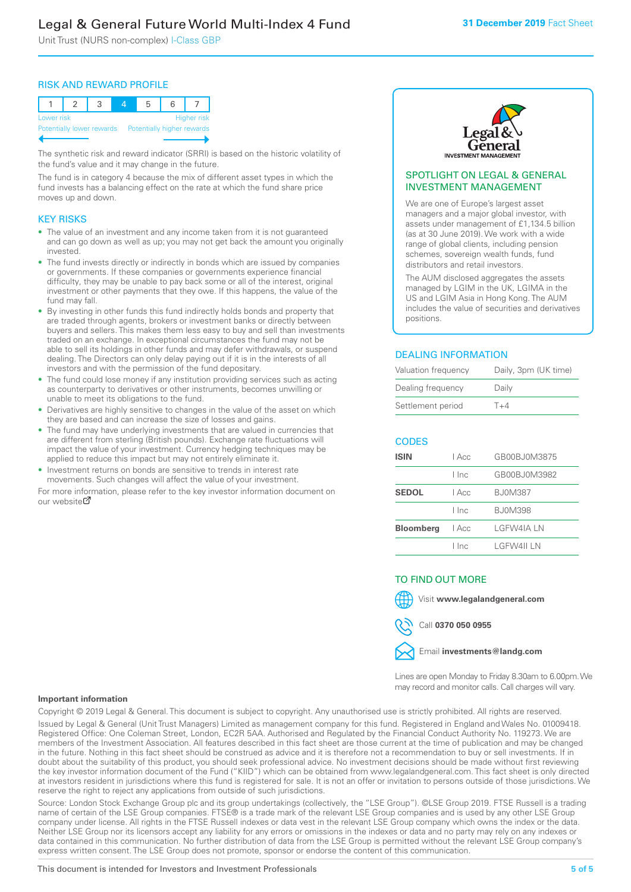# Legal & General Future World Multi-Index 4 Fund

Unit Trust (NURS non-complex) I-Class GBP

31 December 2019 Fact Sheet

## RISK AND REWARD PROFILE

| 1 | 2 | 3 | 4 | 5 | 6 | 7 |
|---|---|---|---|---|---|---|

Lower risk — Higher risk

Potentially lower rewards — Potentially higher rewards

The synthetic risk and reward indicator (SRRI) is based on the historic volatility of the fund's value and it may change in the future.

The fund is in category 4 because the mix of different asset types in which the fund invests has a balancing effect on the rate at which the fund share price moves up and down.

## KEY RISKS

- The value of an investment and any income taken from it is not guaranteed and can go down as well as up; you may not get back the amount you originally invested.
- The fund invests directly or indirectly in bonds which are issued by companies or governments. If these companies or governments experience financial difficulty, they may be unable to pay back some or all of the interest, original investment or other payments that they owe. If this happens, the value of the fund may fall.
- By investing in other funds this fund indirectly holds bonds and property that are traded through agents, brokers or investment banks or directly between buyers and sellers. This makes them less easy to buy and sell than investments traded on an exchange. In exceptional circumstances the fund may not be able to sell its holdings in other funds and may defer withdrawals, or suspend dealing. The Directors can only delay paying out if it is in the interests of all investors and with the permission of the fund depositary.
- The fund could lose money if any institution providing services such as acting as counterparty to derivatives or other instruments, becomes unwilling or unable to meet its obligations to the fund.
- Derivatives are highly sensitive to changes in the value of the asset on which they are based and can increase the size of losses and gains.
- The fund may have underlying investments that are valued in currencies that are different from sterling (British pounds). Exchange rate fluctuations will impact the value of your investment. Currency hedging techniques may be applied to reduce this impact but may not entirely eliminate it.
- Investment returns on bonds are sensitive to trends in interest rate movements. Such changes will affect the value of your investment.

For more information, please refer to the key investor information document on our website

## SPOTLIGHT ON LEGAL & GENERAL INVESTMENT MANAGEMENT

We are one of Europe's largest asset managers and a major global investor, with assets under management of £1,134.5 billion (as at 30 June 2019). We work with a wide range of global clients, including pension schemes, sovereign wealth funds, fund distributors and retail investors.

The AUM disclosed aggregates the assets managed by LGIM in the UK, LGIMA in the US and LGIM Asia in Hong Kong. The AUM includes the value of securities and derivatives positions.

## DEALING INFORMATION

| | |
|---|---|
| Valuation frequency | Daily, 3pm (UK time) |
| Dealing frequency | Daily |
| Settlement period | T+4 |

## CODES

| | | |
|---|---|---|
| **ISIN** | I Acc | GB00BJ0M3875 |
| | I Inc | GB00BJ0M3982 |
| **SEDOL** | I Acc | BJ0M387 |
| | I Inc | BJ0M398 |
| **Bloomberg** | I Acc | LGFW4IA LN |
| | I Inc | LGFW4II LN |

## TO FIND OUT MORE

Visit **www.legalandgeneral.com**

Call **0370 050 0955**

Email **investments@landg.com**

Lines are open Monday to Friday 8.30am to 6.00pm. We may record and monitor calls. Call charges will vary.

**Important information**

Copyright © 2019 Legal & General. This document is subject to copyright. Any unauthorised use is strictly prohibited. All rights are reserved.

Issued by Legal & General (Unit Trust Managers) Limited as management company for this fund. Registered in England and Wales No. 01009418. Registered Office: One Coleman Street, London, EC2R 5AA. Authorised and Regulated by the Financial Conduct Authority No. 119273. We are members of the Investment Association. All features described in this fact sheet are those current at the time of publication and may be changed in the future. Nothing in this fact sheet should be construed as advice and it is therefore not a recommendation to buy or sell investments. If in doubt about the suitability of this product, you should seek professional advice. No investment decisions should be made without first reviewing the key investor information document of the Fund ("KIID") which can be obtained from www.legalandgeneral.com. This fact sheet is only directed at investors resident in jurisdictions where this fund is registered for sale. It is not an offer or invitation to persons outside of those jurisdictions. We reserve the right to reject any applications from outside of such jurisdictions.

Source: London Stock Exchange Group plc and its group undertakings (collectively, the "LSE Group"). ©LSE Group 2019. FTSE Russell is a trading name of certain of the LSE Group companies. FTSE® is a trade mark of the relevant LSE Group companies and is used by any other LSE Group company under license. All rights in the FTSE Russell indexes or data vest in the relevant LSE Group company which owns the index or the data. Neither LSE Group nor its licensors accept any liability for any errors or omissions in the indexes or data and no party may rely on any indexes or data contained in this communication. No further distribution of data from the LSE Group is permitted without the relevant LSE Group company's express written consent. The LSE Group does not promote, sponsor or endorse the content of this communication.

This document is intended for Investors and Investment Professionals